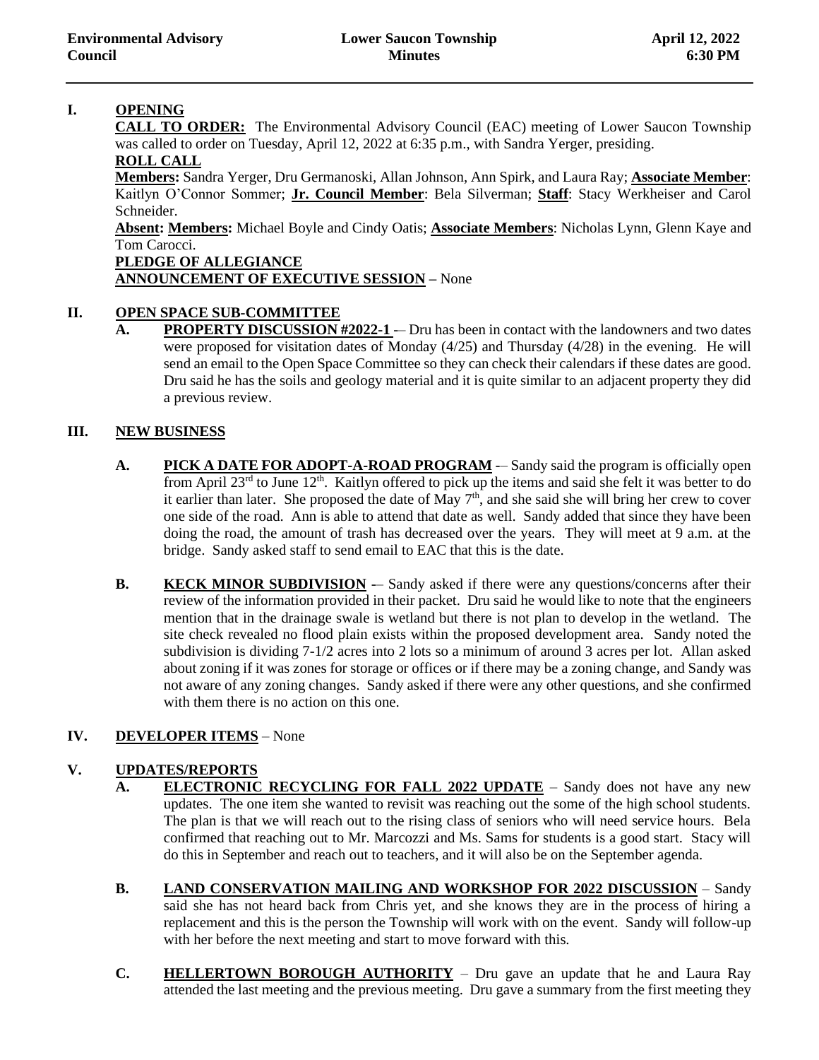| Environmental Advisory Council | Lower Saucon Township Minutes | April 12, 2022 6:30 PM |
|---|---|---|

## I. OPENING

**CALL TO ORDER:** The Environmental Advisory Council (EAC) meeting of Lower Saucon Township was called to order on Tuesday, April 12, 2022 at 6:35 p.m., with Sandra Yerger, presiding.

**ROLL CALL**

**Members:** Sandra Yerger, Dru Germanoski, Allan Johnson, Ann Spirk, and Laura Ray; **Associate Member**: Kaitlyn O'Connor Sommer; **Jr. Council Member**: Bela Silverman; **Staff**: Stacy Werkheiser and Carol Schneider.

**Absent: Members:** Michael Boyle and Cindy Oatis; **Associate Members**: Nicholas Lynn, Glenn Kaye and Tom Carocci.

**PLEDGE OF ALLEGIANCE**

**ANNOUNCEMENT OF EXECUTIVE SESSION –** None

## II. OPEN SPACE SUB-COMMITTEE

**A. PROPERTY DISCUSSION #2022-1 -**– Dru has been in contact with the landowners and two dates were proposed for visitation dates of Monday (4/25) and Thursday (4/28) in the evening. He will send an email to the Open Space Committee so they can check their calendars if these dates are good. Dru said he has the soils and geology material and it is quite similar to an adjacent property they did a previous review.

## III. NEW BUSINESS

**A. PICK A DATE FOR ADOPT-A-ROAD PROGRAM -**– Sandy said the program is officially open from April 23rd to June 12th. Kaitlyn offered to pick up the items and said she felt it was better to do it earlier than later. She proposed the date of May 7th, and she said she will bring her crew to cover one side of the road. Ann is able to attend that date as well. Sandy added that since they have been doing the road, the amount of trash has decreased over the years. They will meet at 9 a.m. at the bridge. Sandy asked staff to send email to EAC that this is the date.

**B. KECK MINOR SUBDIVISION -**– Sandy asked if there were any questions/concerns after their review of the information provided in their packet. Dru said he would like to note that the engineers mention that in the drainage swale is wetland but there is not plan to develop in the wetland. The site check revealed no flood plain exists within the proposed development area. Sandy noted the subdivision is dividing 7-1/2 acres into 2 lots so a minimum of around 3 acres per lot. Allan asked about zoning if it was zones for storage or offices or if there may be a zoning change, and Sandy was not aware of any zoning changes. Sandy asked if there were any other questions, and she confirmed with them there is no action on this one.

## IV. DEVELOPER ITEMS – None

## V. UPDATES/REPORTS

**A. ELECTRONIC RECYCLING FOR FALL 2022 UPDATE** – Sandy does not have any new updates. The one item she wanted to revisit was reaching out the some of the high school students. The plan is that we will reach out to the rising class of seniors who will need service hours. Bela confirmed that reaching out to Mr. Marcozzi and Ms. Sams for students is a good start. Stacy will do this in September and reach out to teachers, and it will also be on the September agenda.

**B. LAND CONSERVATION MAILING AND WORKSHOP FOR 2022 DISCUSSION** – Sandy said she has not heard back from Chris yet, and she knows they are in the process of hiring a replacement and this is the person the Township will work with on the event. Sandy will follow-up with her before the next meeting and start to move forward with this.

**C. HELLERTOWN BOROUGH AUTHORITY** – Dru gave an update that he and Laura Ray attended the last meeting and the previous meeting. Dru gave a summary from the first meeting they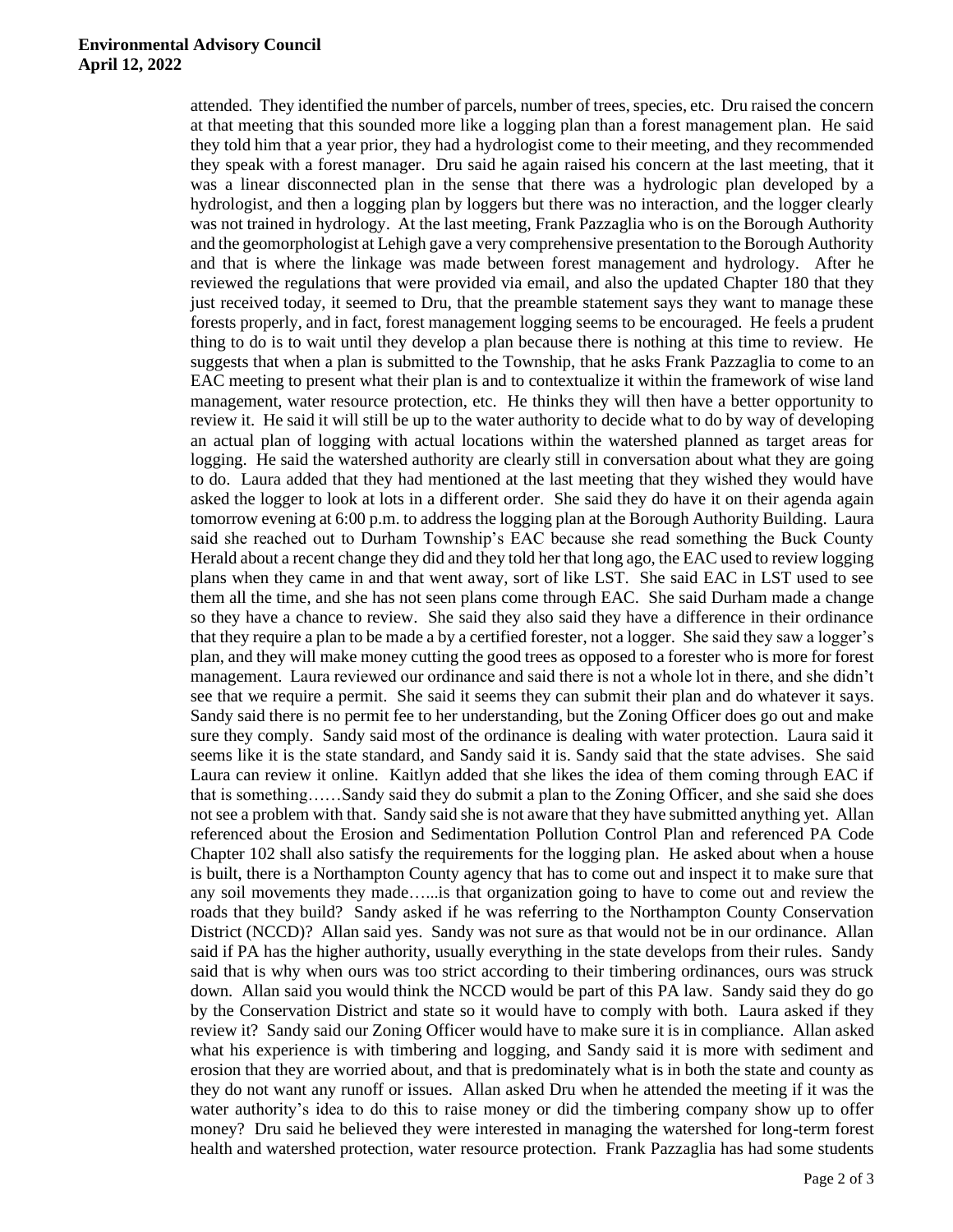attended. They identified the number of parcels, number of trees, species, etc. Dru raised the concern at that meeting that this sounded more like a logging plan than a forest management plan. He said they told him that a year prior, they had a hydrologist come to their meeting, and they recommended they speak with a forest manager. Dru said he again raised his concern at the last meeting, that it was a linear disconnected plan in the sense that there was a hydrologic plan developed by a hydrologist, and then a logging plan by loggers but there was no interaction, and the logger clearly was not trained in hydrology. At the last meeting, Frank Pazzaglia who is on the Borough Authority and the geomorphologist at Lehigh gave a very comprehensive presentation to the Borough Authority and that is where the linkage was made between forest management and hydrology. After he reviewed the regulations that were provided via email, and also the updated Chapter 180 that they just received today, it seemed to Dru, that the preamble statement says they want to manage these forests properly, and in fact, forest management logging seems to be encouraged. He feels a prudent thing to do is to wait until they develop a plan because there is nothing at this time to review. He suggests that when a plan is submitted to the Township, that he asks Frank Pazzaglia to come to an EAC meeting to present what their plan is and to contextualize it within the framework of wise land management, water resource protection, etc. He thinks they will then have a better opportunity to review it. He said it will still be up to the water authority to decide what to do by way of developing an actual plan of logging with actual locations within the watershed planned as target areas for logging. He said the watershed authority are clearly still in conversation about what they are going to do. Laura added that they had mentioned at the last meeting that they wished they would have asked the logger to look at lots in a different order. She said they do have it on their agenda again tomorrow evening at 6:00 p.m. to address the logging plan at the Borough Authority Building. Laura said she reached out to Durham Township's EAC because she read something the Buck County Herald about a recent change they did and they told her that long ago, the EAC used to review logging plans when they came in and that went away, sort of like LST. She said EAC in LST used to see them all the time, and she has not seen plans come through EAC. She said Durham made a change so they have a chance to review. She said they also said they have a difference in their ordinance that they require a plan to be made a by a certified forester, not a logger. She said they saw a logger's plan, and they will make money cutting the good trees as opposed to a forester who is more for forest management. Laura reviewed our ordinance and said there is not a whole lot in there, and she didn't see that we require a permit. She said it seems they can submit their plan and do whatever it says. Sandy said there is no permit fee to her understanding, but the Zoning Officer does go out and make sure they comply. Sandy said most of the ordinance is dealing with water protection. Laura said it seems like it is the state standard, and Sandy said it is. Sandy said that the state advises. She said Laura can review it online. Kaitlyn added that she likes the idea of them coming through EAC if that is something……Sandy said they do submit a plan to the Zoning Officer, and she said she does not see a problem with that. Sandy said she is not aware that they have submitted anything yet. Allan referenced about the Erosion and Sedimentation Pollution Control Plan and referenced PA Code Chapter 102 shall also satisfy the requirements for the logging plan. He asked about when a house is built, there is a Northampton County agency that has to come out and inspect it to make sure that any soil movements they made…...is that organization going to have to come out and review the roads that they build? Sandy asked if he was referring to the Northampton County Conservation District (NCCD)? Allan said yes. Sandy was not sure as that would not be in our ordinance. Allan said if PA has the higher authority, usually everything in the state develops from their rules. Sandy said that is why when ours was too strict according to their timbering ordinances, ours was struck down. Allan said you would think the NCCD would be part of this PA law. Sandy said they do go by the Conservation District and state so it would have to comply with both. Laura asked if they review it? Sandy said our Zoning Officer would have to make sure it is in compliance. Allan asked what his experience is with timbering and logging, and Sandy said it is more with sediment and erosion that they are worried about, and that is predominately what is in both the state and county as they do not want any runoff or issues. Allan asked Dru when he attended the meeting if it was the water authority's idea to do this to raise money or did the timbering company show up to offer money? Dru said he believed they were interested in managing the watershed for long-term forest health and watershed protection, water resource protection. Frank Pazzaglia has had some students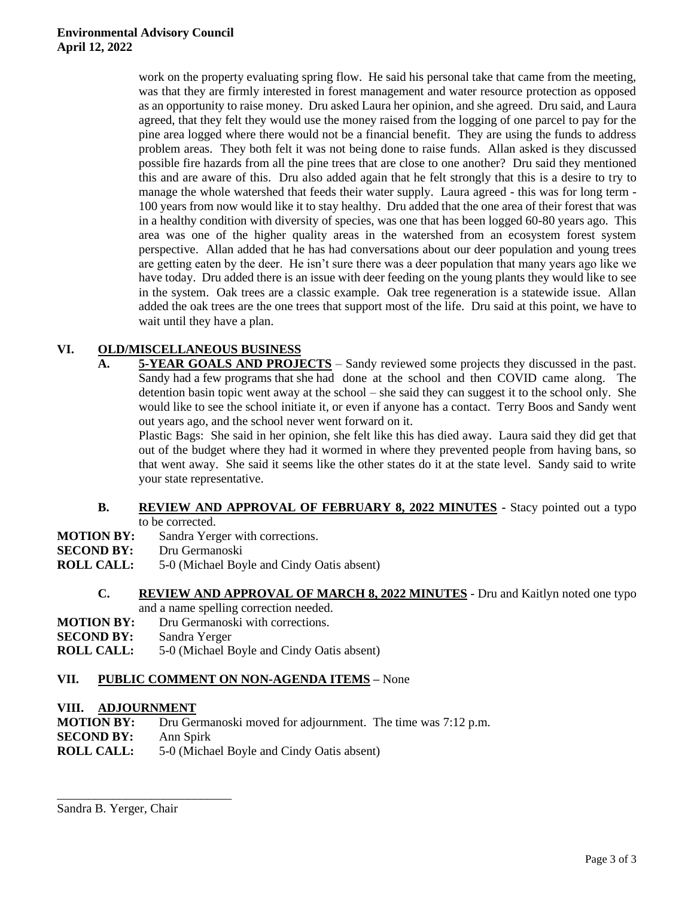work on the property evaluating spring flow. He said his personal take that came from the meeting, was that they are firmly interested in forest management and water resource protection as opposed as an opportunity to raise money. Dru asked Laura her opinion, and she agreed. Dru said, and Laura agreed, that they felt they would use the money raised from the logging of one parcel to pay for the pine area logged where there would not be a financial benefit. They are using the funds to address problem areas. They both felt it was not being done to raise funds. Allan asked is they discussed possible fire hazards from all the pine trees that are close to one another? Dru said they mentioned this and are aware of this. Dru also added again that he felt strongly that this is a desire to try to manage the whole watershed that feeds their water supply. Laura agreed - this was for long term - 100 years from now would like it to stay healthy. Dru added that the one area of their forest that was in a healthy condition with diversity of species, was one that has been logged 60-80 years ago. This area was one of the higher quality areas in the watershed from an ecosystem forest system perspective. Allan added that he has had conversations about our deer population and young trees are getting eaten by the deer. He isn't sure there was a deer population that many years ago like we have today. Dru added there is an issue with deer feeding on the young plants they would like to see in the system. Oak trees are a classic example. Oak tree regeneration is a statewide issue. Allan added the oak trees are the one trees that support most of the life. Dru said at this point, we have to wait until they have a plan.

## VI. OLD/MISCELLANEOUS BUSINESS

**A. 5-YEAR GOALS AND PROJECTS** – Sandy reviewed some projects they discussed in the past. Sandy had a few programs that she had done at the school and then COVID came along. The detention basin topic went away at the school – she said they can suggest it to the school only. She would like to see the school initiate it, or even if anyone has a contact. Terry Boos and Sandy went out years ago, and the school never went forward on it.

Plastic Bags: She said in her opinion, she felt like this has died away. Laura said they did get that out of the budget where they had it wormed in where they prevented people from having bans, so that went away. She said it seems like the other states do it at the state level. Sandy said to write your state representative.

**B. REVIEW AND APPROVAL OF FEBRUARY 8, 2022 MINUTES** - Stacy pointed out a typo to be corrected.

**MOTION BY:** Sandra Yerger with corrections.
**SECOND BY:** Dru Germanoski
**ROLL CALL:** 5-0 (Michael Boyle and Cindy Oatis absent)

**C. REVIEW AND APPROVAL OF MARCH 8, 2022 MINUTES** - Dru and Kaitlyn noted one typo and a name spelling correction needed.

**MOTION BY:** Dru Germanoski with corrections.
**SECOND BY:** Sandra Yerger
**ROLL CALL:** 5-0 (Michael Boyle and Cindy Oatis absent)

## VII. PUBLIC COMMENT ON NON-AGENDA ITEMS – None

## VIII. ADJOURNMENT

**MOTION BY:** Dru Germanoski moved for adjournment. The time was 7:12 p.m.
**SECOND BY:** Ann Spirk
**ROLL CALL:** 5-0 (Michael Boyle and Cindy Oatis absent)

\_\_\_\_\_\_\_\_\_\_\_\_\_\_\_\_\_\_\_\_\_\_\_\_\_\_\_\_

Sandra B. Yerger, Chair